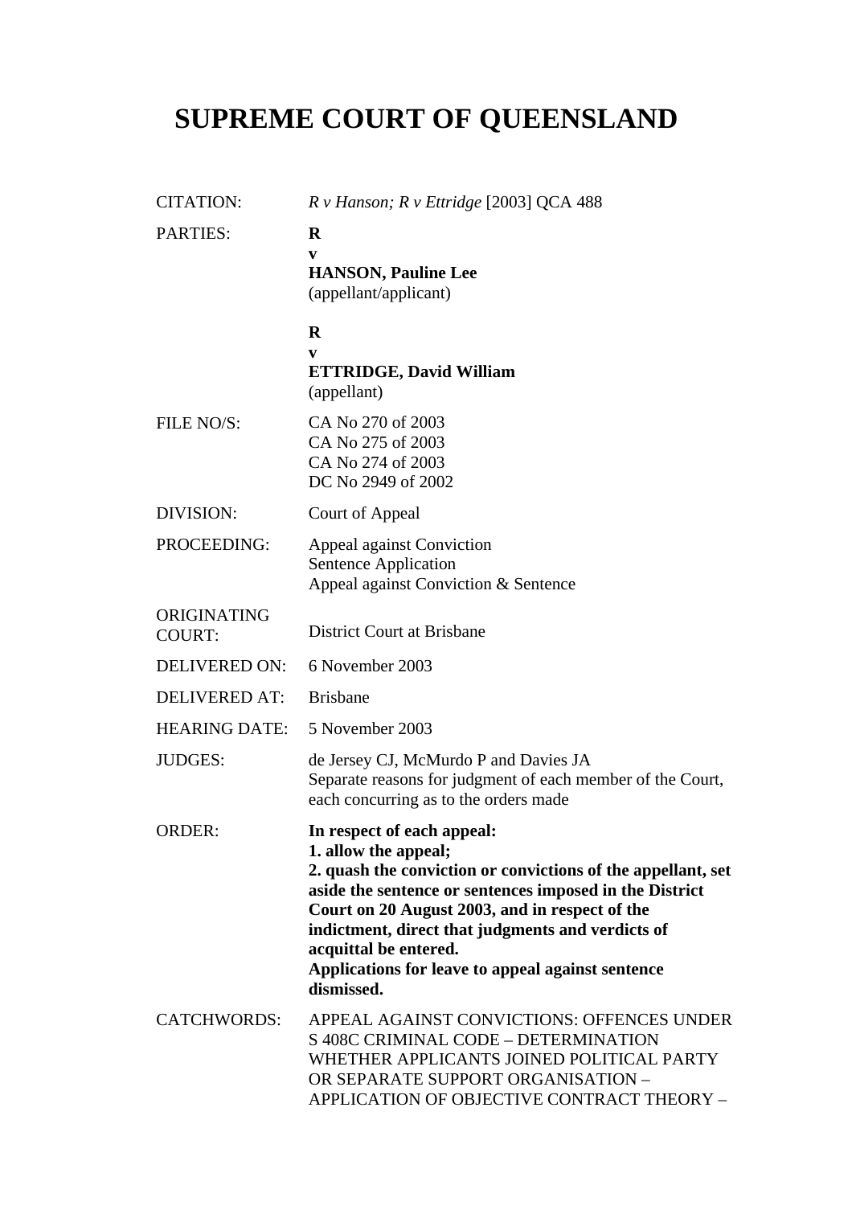# SUPREME COURT OF QUEENSLAND

| | |
|---|---|
| CITATION: | *R v Hanson; R v Ettridge* [2003] QCA 488 |
| PARTIES: | **R**<br>**v**<br>**HANSON, Pauline Lee**<br>(appellant/applicant)<br><br>**R**<br>**v**<br>**ETTRIDGE, David William**<br>(appellant) |
| FILE NO/S: | CA No 270 of 2003<br>CA No 275 of 2003<br>CA No 274 of 2003<br>DC No 2949 of 2002 |
| DIVISION: | Court of Appeal |
| PROCEEDING: | Appeal against Conviction<br>Sentence Application<br>Appeal against Conviction & Sentence |
| ORIGINATING COURT: | District Court at Brisbane |
| DELIVERED ON: | 6 November 2003 |
| DELIVERED AT: | Brisbane |
| HEARING DATE: | 5 November 2003 |
| JUDGES: | de Jersey CJ, McMurdo P and Davies JA<br>Separate reasons for judgment of each member of the Court, each concurring as to the orders made |
| ORDER: | **In respect of each appeal:**<br>**1. allow the appeal;**<br>**2. quash the conviction or convictions of the appellant, set aside the sentence or sentences imposed in the District Court on 20 August 2003, and in respect of the indictment, direct that judgments and verdicts of acquittal be entered.**<br>**Applications for leave to appeal against sentence dismissed.** |
| CATCHWORDS: | APPEAL AGAINST CONVICTIONS: OFFENCES UNDER S 408C CRIMINAL CODE – DETERMINATION WHETHER APPLICANTS JOINED POLITICAL PARTY OR SEPARATE SUPPORT ORGANISATION – APPLICATION OF OBJECTIVE CONTRACT THEORY – |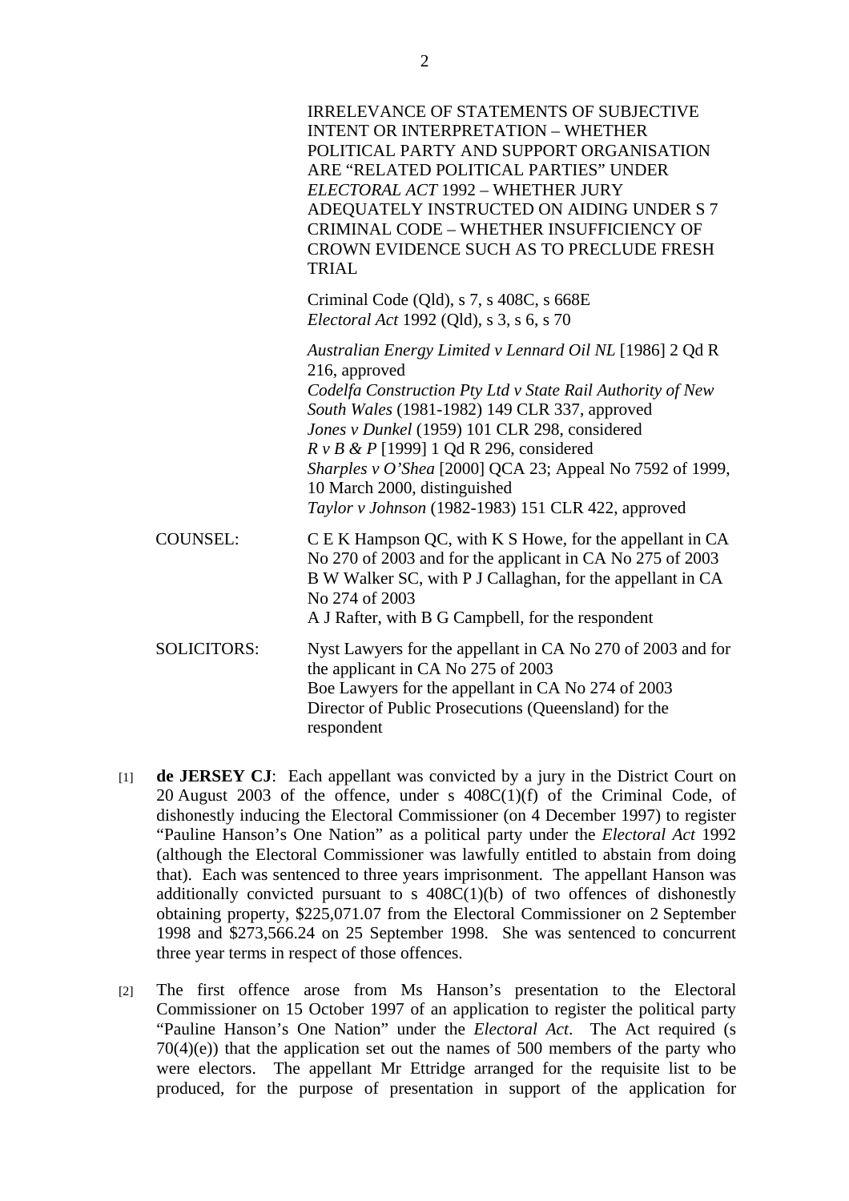IRRELEVANCE OF STATEMENTS OF SUBJECTIVE INTENT OR INTERPRETATION – WHETHER POLITICAL PARTY AND SUPPORT ORGANISATION ARE "RELATED POLITICAL PARTIES" UNDER *ELECTORAL ACT* 1992 – WHETHER JURY ADEQUATELY INSTRUCTED ON AIDING UNDER S 7 CRIMINAL CODE – WHETHER INSUFFICIENCY OF CROWN EVIDENCE SUCH AS TO PRECLUDE FRESH TRIAL

Criminal Code (Qld), s 7, s 408C, s 668E
*Electoral Act* 1992 (Qld), s 3, s 6, s 70

*Australian Energy Limited v Lennard Oil NL* [1986] 2 Qd R 216, approved
*Codelfa Construction Pty Ltd v State Rail Authority of New South Wales* (1981-1982) 149 CLR 337, approved
*Jones v Dunkel* (1959) 101 CLR 298, considered
*R v B & P* [1999] 1 Qd R 296, considered
*Sharples v O'Shea* [2000] QCA 23; Appeal No 7592 of 1999, 10 March 2000, distinguished
*Taylor v Johnson* (1982-1983) 151 CLR 422, approved

COUNSEL: C E K Hampson QC, with K S Howe, for the appellant in CA No 270 of 2003 and for the applicant in CA No 275 of 2003
B W Walker SC, with P J Callaghan, for the appellant in CA No 274 of 2003
A J Rafter, with B G Campbell, for the respondent

SOLICITORS: Nyst Lawyers for the appellant in CA No 270 of 2003 and for the applicant in CA No 275 of 2003
Boe Lawyers for the appellant in CA No 274 of 2003
Director of Public Prosecutions (Queensland) for the respondent

[1] **de JERSEY CJ**: Each appellant was convicted by a jury in the District Court on 20 August 2003 of the offence, under s 408C(1)(f) of the Criminal Code, of dishonestly inducing the Electoral Commissioner (on 4 December 1997) to register "Pauline Hanson's One Nation" as a political party under the *Electoral Act* 1992 (although the Electoral Commissioner was lawfully entitled to abstain from doing that). Each was sentenced to three years imprisonment. The appellant Hanson was additionally convicted pursuant to s 408C(1)(b) of two offences of dishonestly obtaining property, $225,071.07 from the Electoral Commissioner on 2 September 1998 and $273,566.24 on 25 September 1998. She was sentenced to concurrent three year terms in respect of those offences.

[2] The first offence arose from Ms Hanson's presentation to the Electoral Commissioner on 15 October 1997 of an application to register the political party "Pauline Hanson's One Nation" under the *Electoral Act*. The Act required (s 70(4)(e)) that the application set out the names of 500 members of the party who were electors. The appellant Mr Ettridge arranged for the requisite list to be produced, for the purpose of presentation in support of the application for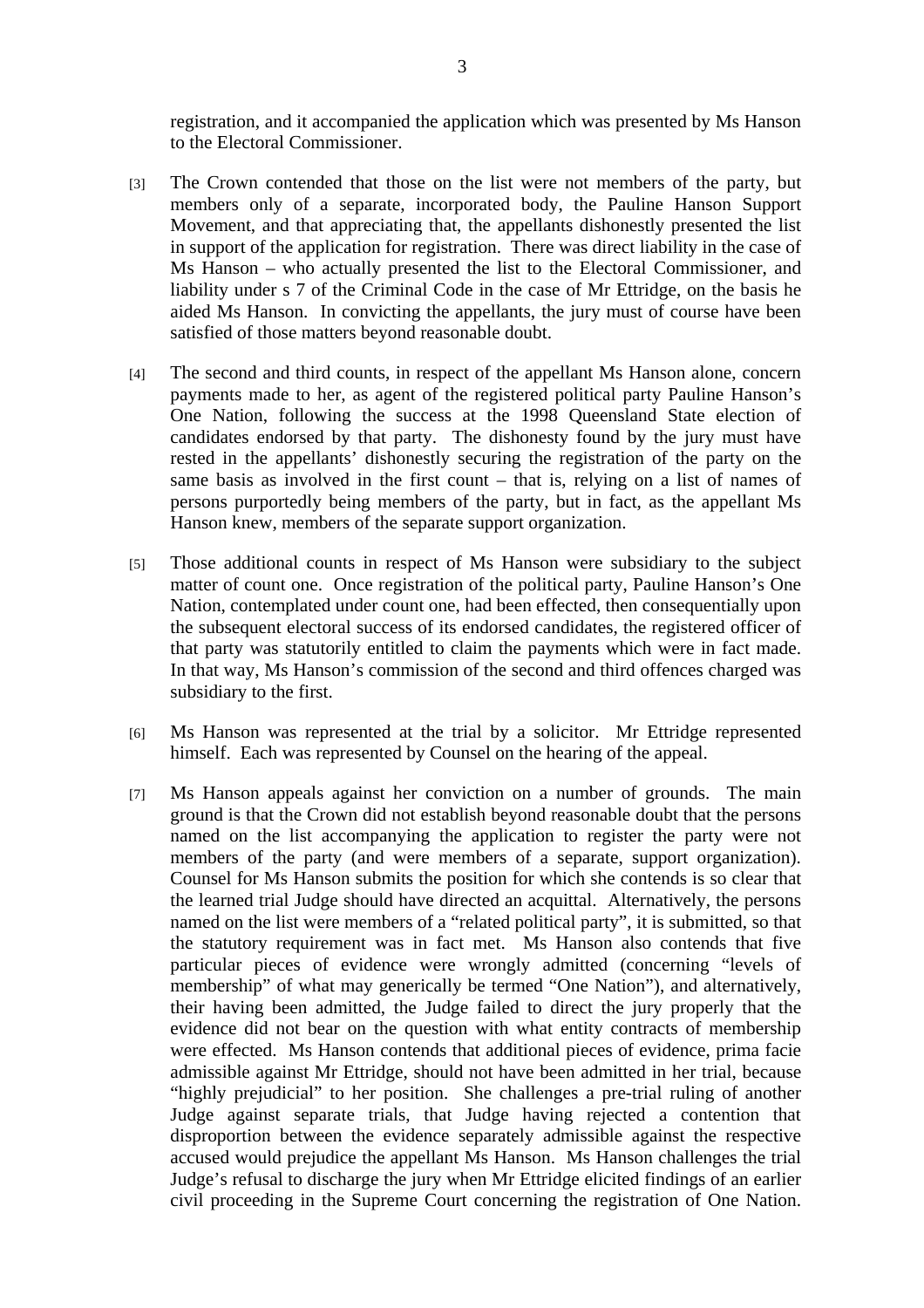registration, and it accompanied the application which was presented by Ms Hanson to the Electoral Commissioner.

[3] The Crown contended that those on the list were not members of the party, but members only of a separate, incorporated body, the Pauline Hanson Support Movement, and that appreciating that, the appellants dishonestly presented the list in support of the application for registration. There was direct liability in the case of Ms Hanson – who actually presented the list to the Electoral Commissioner, and liability under s 7 of the Criminal Code in the case of Mr Ettridge, on the basis he aided Ms Hanson. In convicting the appellants, the jury must of course have been satisfied of those matters beyond reasonable doubt.

[4] The second and third counts, in respect of the appellant Ms Hanson alone, concern payments made to her, as agent of the registered political party Pauline Hanson's One Nation, following the success at the 1998 Queensland State election of candidates endorsed by that party. The dishonesty found by the jury must have rested in the appellants' dishonestly securing the registration of the party on the same basis as involved in the first count – that is, relying on a list of names of persons purportedly being members of the party, but in fact, as the appellant Ms Hanson knew, members of the separate support organization.

[5] Those additional counts in respect of Ms Hanson were subsidiary to the subject matter of count one. Once registration of the political party, Pauline Hanson's One Nation, contemplated under count one, had been effected, then consequentially upon the subsequent electoral success of its endorsed candidates, the registered officer of that party was statutorily entitled to claim the payments which were in fact made. In that way, Ms Hanson's commission of the second and third offences charged was subsidiary to the first.

[6] Ms Hanson was represented at the trial by a solicitor. Mr Ettridge represented himself. Each was represented by Counsel on the hearing of the appeal.

[7] Ms Hanson appeals against her conviction on a number of grounds. The main ground is that the Crown did not establish beyond reasonable doubt that the persons named on the list accompanying the application to register the party were not members of the party (and were members of a separate, support organization). Counsel for Ms Hanson submits the position for which she contends is so clear that the learned trial Judge should have directed an acquittal. Alternatively, the persons named on the list were members of a "related political party", it is submitted, so that the statutory requirement was in fact met. Ms Hanson also contends that five particular pieces of evidence were wrongly admitted (concerning "levels of membership" of what may generically be termed "One Nation"), and alternatively, their having been admitted, the Judge failed to direct the jury properly that the evidence did not bear on the question with what entity contracts of membership were effected. Ms Hanson contends that additional pieces of evidence, prima facie admissible against Mr Ettridge, should not have been admitted in her trial, because "highly prejudicial" to her position. She challenges a pre-trial ruling of another Judge against separate trials, that Judge having rejected a contention that disproportion between the evidence separately admissible against the respective accused would prejudice the appellant Ms Hanson. Ms Hanson challenges the trial Judge's refusal to discharge the jury when Mr Ettridge elicited findings of an earlier civil proceeding in the Supreme Court concerning the registration of One Nation.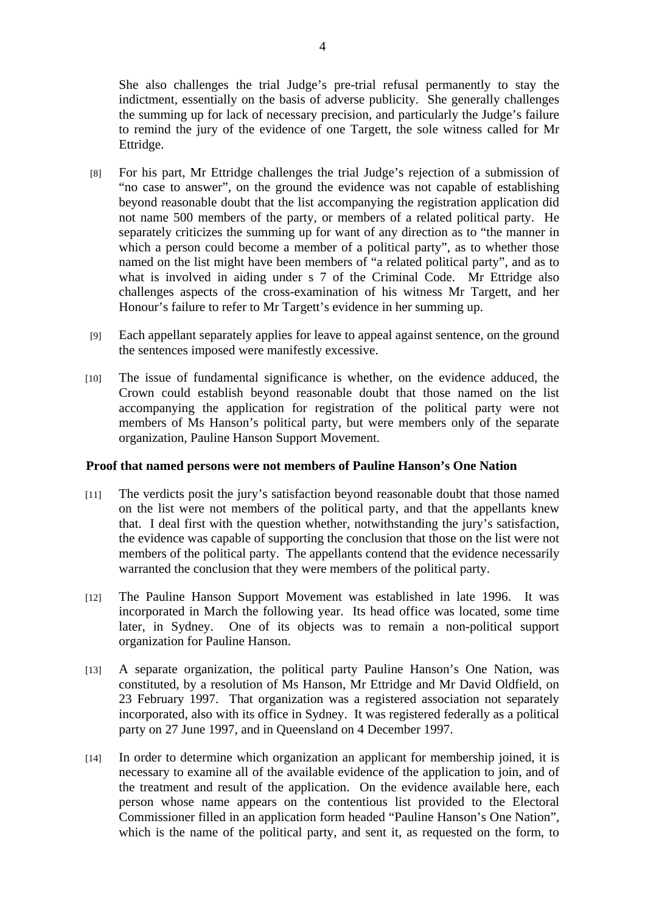She also challenges the trial Judge's pre-trial refusal permanently to stay the indictment, essentially on the basis of adverse publicity. She generally challenges the summing up for lack of necessary precision, and particularly the Judge's failure to remind the jury of the evidence of one Targett, the sole witness called for Mr Ettridge.

[8] For his part, Mr Ettridge challenges the trial Judge's rejection of a submission of "no case to answer", on the ground the evidence was not capable of establishing beyond reasonable doubt that the list accompanying the registration application did not name 500 members of the party, or members of a related political party. He separately criticizes the summing up for want of any direction as to "the manner in which a person could become a member of a political party", as to whether those named on the list might have been members of "a related political party", and as to what is involved in aiding under s 7 of the Criminal Code. Mr Ettridge also challenges aspects of the cross-examination of his witness Mr Targett, and her Honour's failure to refer to Mr Targett's evidence in her summing up.

[9] Each appellant separately applies for leave to appeal against sentence, on the ground the sentences imposed were manifestly excessive.

[10] The issue of fundamental significance is whether, on the evidence adduced, the Crown could establish beyond reasonable doubt that those named on the list accompanying the application for registration of the political party were not members of Ms Hanson's political party, but were members only of the separate organization, Pauline Hanson Support Movement.

**Proof that named persons were not members of Pauline Hanson's One Nation**

[11] The verdicts posit the jury's satisfaction beyond reasonable doubt that those named on the list were not members of the political party, and that the appellants knew that. I deal first with the question whether, notwithstanding the jury's satisfaction, the evidence was capable of supporting the conclusion that those on the list were not members of the political party. The appellants contend that the evidence necessarily warranted the conclusion that they were members of the political party.

[12] The Pauline Hanson Support Movement was established in late 1996. It was incorporated in March the following year. Its head office was located, some time later, in Sydney. One of its objects was to remain a non-political support organization for Pauline Hanson.

[13] A separate organization, the political party Pauline Hanson's One Nation, was constituted, by a resolution of Ms Hanson, Mr Ettridge and Mr David Oldfield, on 23 February 1997. That organization was a registered association not separately incorporated, also with its office in Sydney. It was registered federally as a political party on 27 June 1997, and in Queensland on 4 December 1997.

[14] In order to determine which organization an applicant for membership joined, it is necessary to examine all of the available evidence of the application to join, and of the treatment and result of the application. On the evidence available here, each person whose name appears on the contentious list provided to the Electoral Commissioner filled in an application form headed "Pauline Hanson's One Nation", which is the name of the political party, and sent it, as requested on the form, to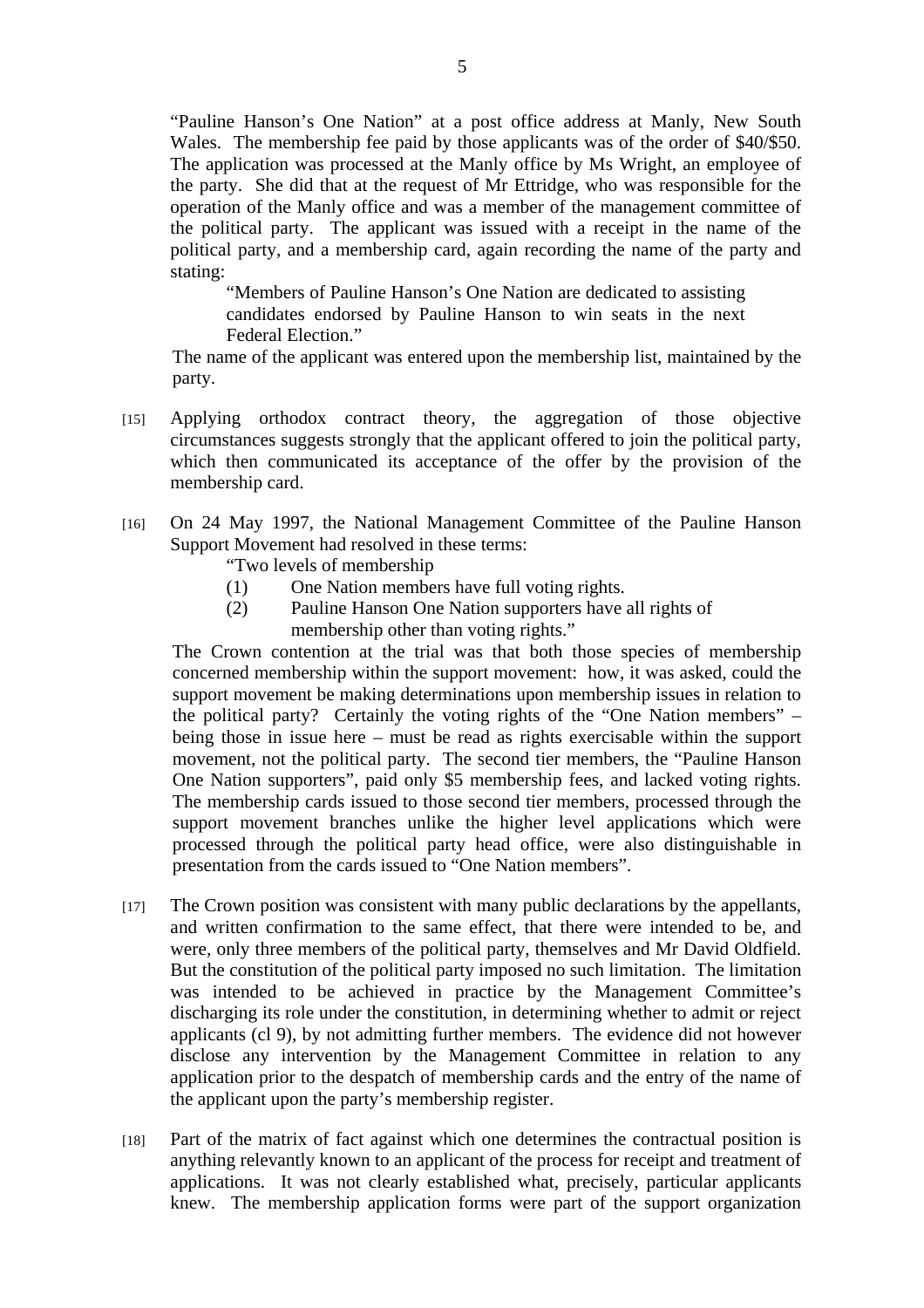"Pauline Hanson's One Nation" at a post office address at Manly, New South Wales. The membership fee paid by those applicants was of the order of $40/$50. The application was processed at the Manly office by Ms Wright, an employee of the party. She did that at the request of Mr Ettridge, who was responsible for the operation of the Manly office and was a member of the management committee of the political party. The applicant was issued with a receipt in the name of the political party, and a membership card, again recording the name of the party and stating:

> "Members of Pauline Hanson's One Nation are dedicated to assisting candidates endorsed by Pauline Hanson to win seats in the next Federal Election."

The name of the applicant was entered upon the membership list, maintained by the party.

[15] Applying orthodox contract theory, the aggregation of those objective circumstances suggests strongly that the applicant offered to join the political party, which then communicated its acceptance of the offer by the provision of the membership card.

[16] On 24 May 1997, the National Management Committee of the Pauline Hanson Support Movement had resolved in these terms:

> "Two levels of membership
> (1) One Nation members have full voting rights.
> (2) Pauline Hanson One Nation supporters have all rights of membership other than voting rights."

The Crown contention at the trial was that both those species of membership concerned membership within the support movement: how, it was asked, could the support movement be making determinations upon membership issues in relation to the political party? Certainly the voting rights of the "One Nation members" – being those in issue here – must be read as rights exercisable within the support movement, not the political party. The second tier members, the "Pauline Hanson One Nation supporters", paid only $5 membership fees, and lacked voting rights. The membership cards issued to those second tier members, processed through the support movement branches unlike the higher level applications which were processed through the political party head office, were also distinguishable in presentation from the cards issued to "One Nation members".

[17] The Crown position was consistent with many public declarations by the appellants, and written confirmation to the same effect, that there were intended to be, and were, only three members of the political party, themselves and Mr David Oldfield. But the constitution of the political party imposed no such limitation. The limitation was intended to be achieved in practice by the Management Committee's discharging its role under the constitution, in determining whether to admit or reject applicants (cl 9), by not admitting further members. The evidence did not however disclose any intervention by the Management Committee in relation to any application prior to the despatch of membership cards and the entry of the name of the applicant upon the party's membership register.

[18] Part of the matrix of fact against which one determines the contractual position is anything relevantly known to an applicant of the process for receipt and treatment of applications. It was not clearly established what, precisely, particular applicants knew. The membership application forms were part of the support organization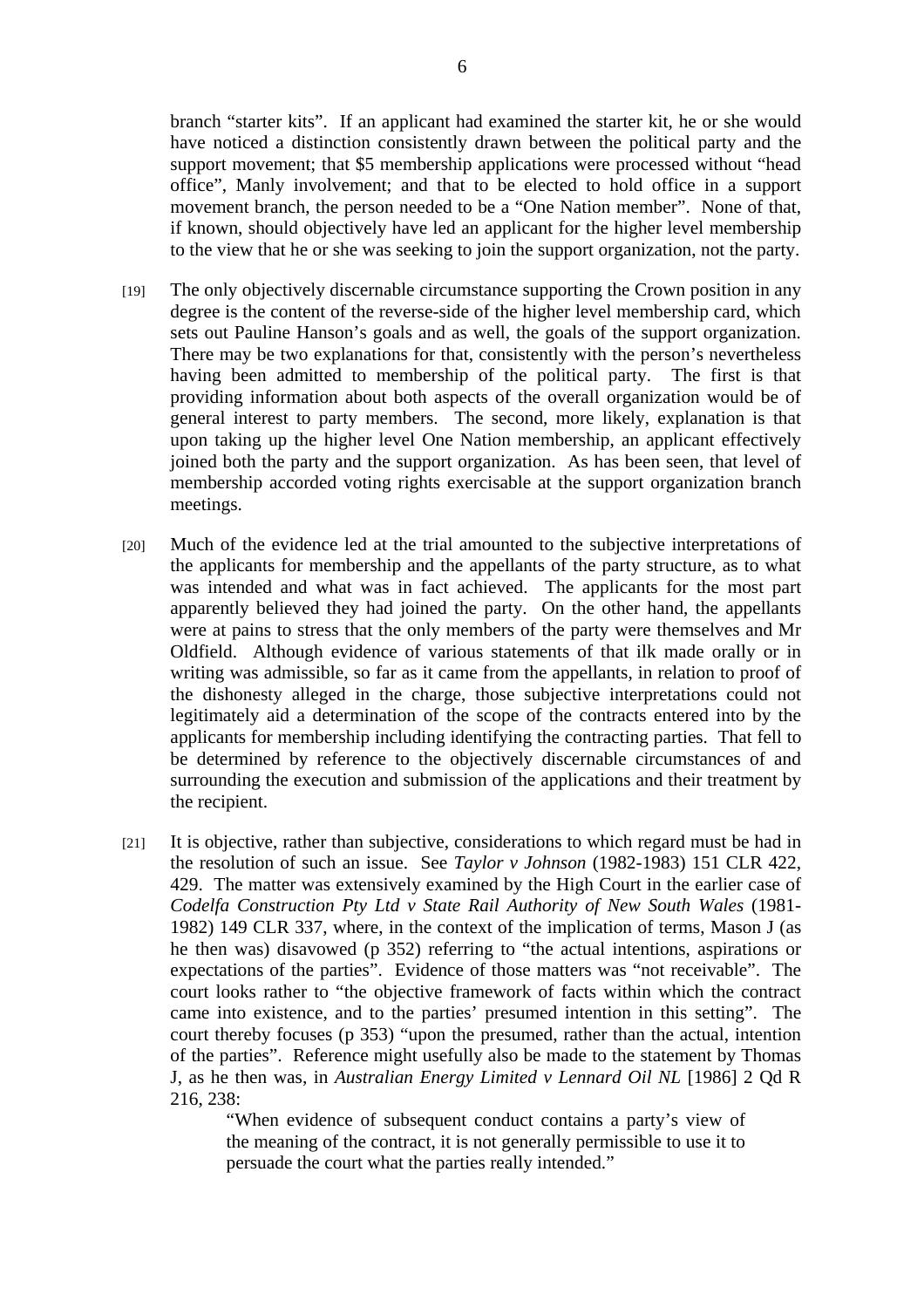branch "starter kits". If an applicant had examined the starter kit, he or she would have noticed a distinction consistently drawn between the political party and the support movement; that $5 membership applications were processed without "head office", Manly involvement; and that to be elected to hold office in a support movement branch, the person needed to be a "One Nation member". None of that, if known, should objectively have led an applicant for the higher level membership to the view that he or she was seeking to join the support organization, not the party.

[19] The only objectively discernable circumstance supporting the Crown position in any degree is the content of the reverse-side of the higher level membership card, which sets out Pauline Hanson's goals and as well, the goals of the support organization. There may be two explanations for that, consistently with the person's nevertheless having been admitted to membership of the political party. The first is that providing information about both aspects of the overall organization would be of general interest to party members. The second, more likely, explanation is that upon taking up the higher level One Nation membership, an applicant effectively joined both the party and the support organization. As has been seen, that level of membership accorded voting rights exercisable at the support organization branch meetings.

[20] Much of the evidence led at the trial amounted to the subjective interpretations of the applicants for membership and the appellants of the party structure, as to what was intended and what was in fact achieved. The applicants for the most part apparently believed they had joined the party. On the other hand, the appellants were at pains to stress that the only members of the party were themselves and Mr Oldfield. Although evidence of various statements of that ilk made orally or in writing was admissible, so far as it came from the appellants, in relation to proof of the dishonesty alleged in the charge, those subjective interpretations could not legitimately aid a determination of the scope of the contracts entered into by the applicants for membership including identifying the contracting parties. That fell to be determined by reference to the objectively discernable circumstances of and surrounding the execution and submission of the applications and their treatment by the recipient.

[21] It is objective, rather than subjective, considerations to which regard must be had in the resolution of such an issue. See *Taylor v Johnson* (1982-1983) 151 CLR 422, 429. The matter was extensively examined by the High Court in the earlier case of *Codelfa Construction Pty Ltd v State Rail Authority of New South Wales* (1981-1982) 149 CLR 337, where, in the context of the implication of terms, Mason J (as he then was) disavowed (p 352) referring to "the actual intentions, aspirations or expectations of the parties". Evidence of those matters was "not receivable". The court looks rather to "the objective framework of facts within which the contract came into existence, and to the parties' presumed intention in this setting". The court thereby focuses (p 353) "upon the presumed, rather than the actual, intention of the parties". Reference might usefully also be made to the statement by Thomas J, as he then was, in *Australian Energy Limited v Lennard Oil NL* [1986] 2 Qd R 216, 238:

> "When evidence of subsequent conduct contains a party's view of the meaning of the contract, it is not generally permissible to use it to persuade the court what the parties really intended."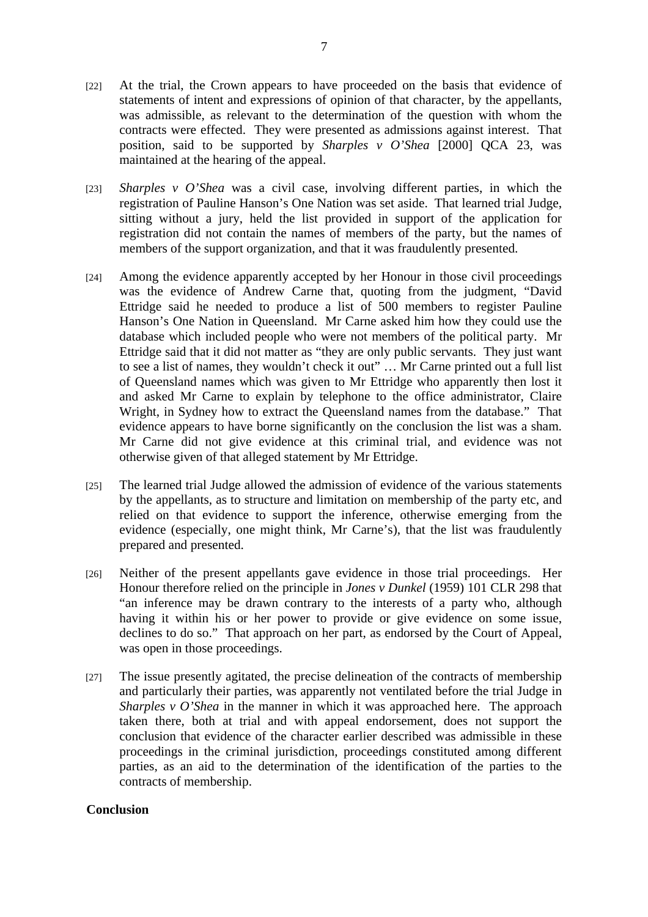[22] At the trial, the Crown appears to have proceeded on the basis that evidence of statements of intent and expressions of opinion of that character, by the appellants, was admissible, as relevant to the determination of the question with whom the contracts were effected. They were presented as admissions against interest. That position, said to be supported by *Sharples v O'Shea* [2000] QCA 23, was maintained at the hearing of the appeal.

[23] *Sharples v O'Shea* was a civil case, involving different parties, in which the registration of Pauline Hanson's One Nation was set aside. That learned trial Judge, sitting without a jury, held the list provided in support of the application for registration did not contain the names of members of the party, but the names of members of the support organization, and that it was fraudulently presented.

[24] Among the evidence apparently accepted by her Honour in those civil proceedings was the evidence of Andrew Carne that, quoting from the judgment, "David Ettridge said he needed to produce a list of 500 members to register Pauline Hanson's One Nation in Queensland. Mr Carne asked him how they could use the database which included people who were not members of the political party. Mr Ettridge said that it did not matter as "they are only public servants. They just want to see a list of names, they wouldn't check it out" … Mr Carne printed out a full list of Queensland names which was given to Mr Ettridge who apparently then lost it and asked Mr Carne to explain by telephone to the office administrator, Claire Wright, in Sydney how to extract the Queensland names from the database." That evidence appears to have borne significantly on the conclusion the list was a sham. Mr Carne did not give evidence at this criminal trial, and evidence was not otherwise given of that alleged statement by Mr Ettridge.

[25] The learned trial Judge allowed the admission of evidence of the various statements by the appellants, as to structure and limitation on membership of the party etc, and relied on that evidence to support the inference, otherwise emerging from the evidence (especially, one might think, Mr Carne's), that the list was fraudulently prepared and presented.

[26] Neither of the present appellants gave evidence in those trial proceedings. Her Honour therefore relied on the principle in *Jones v Dunkel* (1959) 101 CLR 298 that "an inference may be drawn contrary to the interests of a party who, although having it within his or her power to provide or give evidence on some issue, declines to do so." That approach on her part, as endorsed by the Court of Appeal, was open in those proceedings.

[27] The issue presently agitated, the precise delineation of the contracts of membership and particularly their parties, was apparently not ventilated before the trial Judge in *Sharples v O'Shea* in the manner in which it was approached here. The approach taken there, both at trial and with appeal endorsement, does not support the conclusion that evidence of the character earlier described was admissible in these proceedings in the criminal jurisdiction, proceedings constituted among different parties, as an aid to the determination of the identification of the parties to the contracts of membership.

**Conclusion**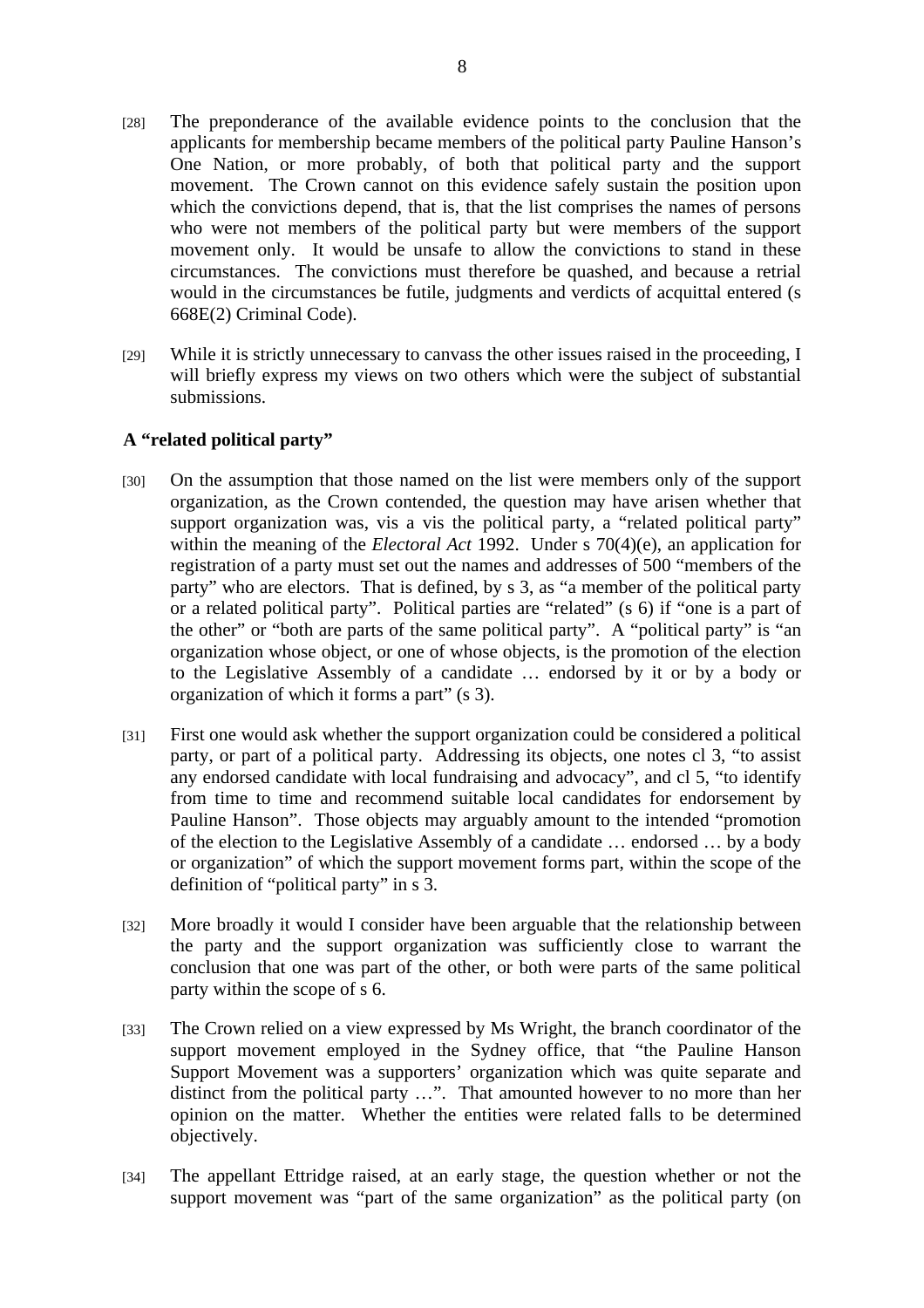[28] The preponderance of the available evidence points to the conclusion that the applicants for membership became members of the political party Pauline Hanson's One Nation, or more probably, of both that political party and the support movement. The Crown cannot on this evidence safely sustain the position upon which the convictions depend, that is, that the list comprises the names of persons who were not members of the political party but were members of the support movement only. It would be unsafe to allow the convictions to stand in these circumstances. The convictions must therefore be quashed, and because a retrial would in the circumstances be futile, judgments and verdicts of acquittal entered (s 668E(2) Criminal Code).

[29] While it is strictly unnecessary to canvass the other issues raised in the proceeding, I will briefly express my views on two others which were the subject of substantial submissions.

### A "related political party"

[30] On the assumption that those named on the list were members only of the support organization, as the Crown contended, the question may have arisen whether that support organization was, vis a vis the political party, a "related political party" within the meaning of the *Electoral Act* 1992. Under s 70(4)(e), an application for registration of a party must set out the names and addresses of 500 "members of the party" who are electors. That is defined, by s 3, as "a member of the political party or a related political party". Political parties are "related" (s 6) if "one is a part of the other" or "both are parts of the same political party". A "political party" is "an organization whose object, or one of whose objects, is the promotion of the election to the Legislative Assembly of a candidate … endorsed by it or by a body or organization of which it forms a part" (s 3).

[31] First one would ask whether the support organization could be considered a political party, or part of a political party. Addressing its objects, one notes cl 3, "to assist any endorsed candidate with local fundraising and advocacy", and cl 5, "to identify from time to time and recommend suitable local candidates for endorsement by Pauline Hanson". Those objects may arguably amount to the intended "promotion of the election to the Legislative Assembly of a candidate … endorsed … by a body or organization" of which the support movement forms part, within the scope of the definition of "political party" in s 3.

[32] More broadly it would I consider have been arguable that the relationship between the party and the support organization was sufficiently close to warrant the conclusion that one was part of the other, or both were parts of the same political party within the scope of s 6.

[33] The Crown relied on a view expressed by Ms Wright, the branch coordinator of the support movement employed in the Sydney office, that "the Pauline Hanson Support Movement was a supporters' organization which was quite separate and distinct from the political party …". That amounted however to no more than her opinion on the matter. Whether the entities were related falls to be determined objectively.

[34] The appellant Ettridge raised, at an early stage, the question whether or not the support movement was "part of the same organization" as the political party (on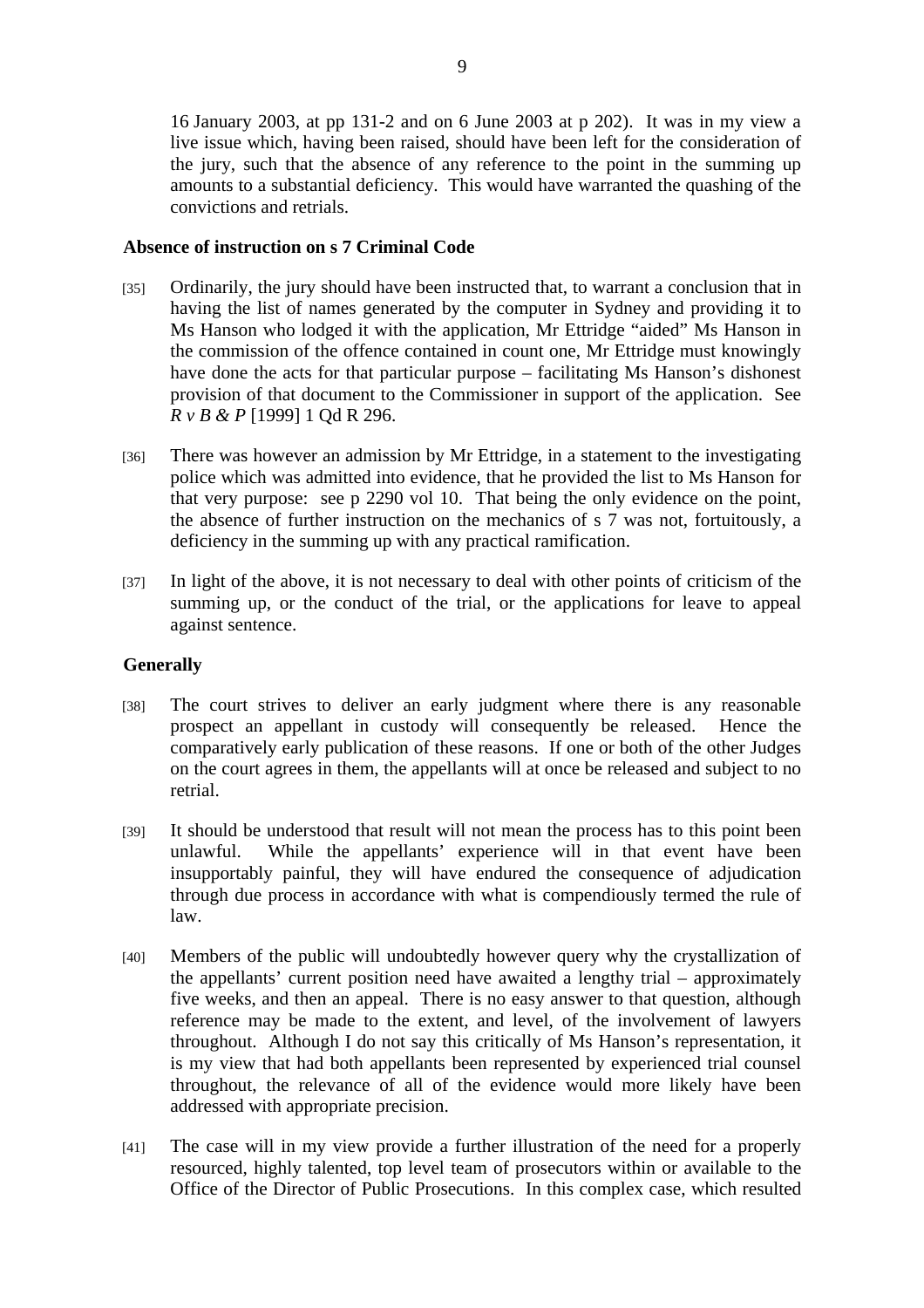16 January 2003, at pp 131-2 and on 6 June 2003 at p 202). It was in my view a live issue which, having been raised, should have been left for the consideration of the jury, such that the absence of any reference to the point in the summing up amounts to a substantial deficiency. This would have warranted the quashing of the convictions and retrials.

**Absence of instruction on s 7 Criminal Code**

[35] Ordinarily, the jury should have been instructed that, to warrant a conclusion that in having the list of names generated by the computer in Sydney and providing it to Ms Hanson who lodged it with the application, Mr Ettridge "aided" Ms Hanson in the commission of the offence contained in count one, Mr Ettridge must knowingly have done the acts for that particular purpose – facilitating Ms Hanson's dishonest provision of that document to the Commissioner in support of the application. See *R v B & P* [1999] 1 Qd R 296.

[36] There was however an admission by Mr Ettridge, in a statement to the investigating police which was admitted into evidence, that he provided the list to Ms Hanson for that very purpose: see p 2290 vol 10. That being the only evidence on the point, the absence of further instruction on the mechanics of s 7 was not, fortuitously, a deficiency in the summing up with any practical ramification.

[37] In light of the above, it is not necessary to deal with other points of criticism of the summing up, or the conduct of the trial, or the applications for leave to appeal against sentence.

**Generally**

[38] The court strives to deliver an early judgment where there is any reasonable prospect an appellant in custody will consequently be released. Hence the comparatively early publication of these reasons. If one or both of the other Judges on the court agrees in them, the appellants will at once be released and subject to no retrial.

[39] It should be understood that result will not mean the process has to this point been unlawful. While the appellants' experience will in that event have been insupportably painful, they will have endured the consequence of adjudication through due process in accordance with what is compendiously termed the rule of law.

[40] Members of the public will undoubtedly however query why the crystallization of the appellants' current position need have awaited a lengthy trial – approximately five weeks, and then an appeal. There is no easy answer to that question, although reference may be made to the extent, and level, of the involvement of lawyers throughout. Although I do not say this critically of Ms Hanson's representation, it is my view that had both appellants been represented by experienced trial counsel throughout, the relevance of all of the evidence would more likely have been addressed with appropriate precision.

[41] The case will in my view provide a further illustration of the need for a properly resourced, highly talented, top level team of prosecutors within or available to the Office of the Director of Public Prosecutions. In this complex case, which resulted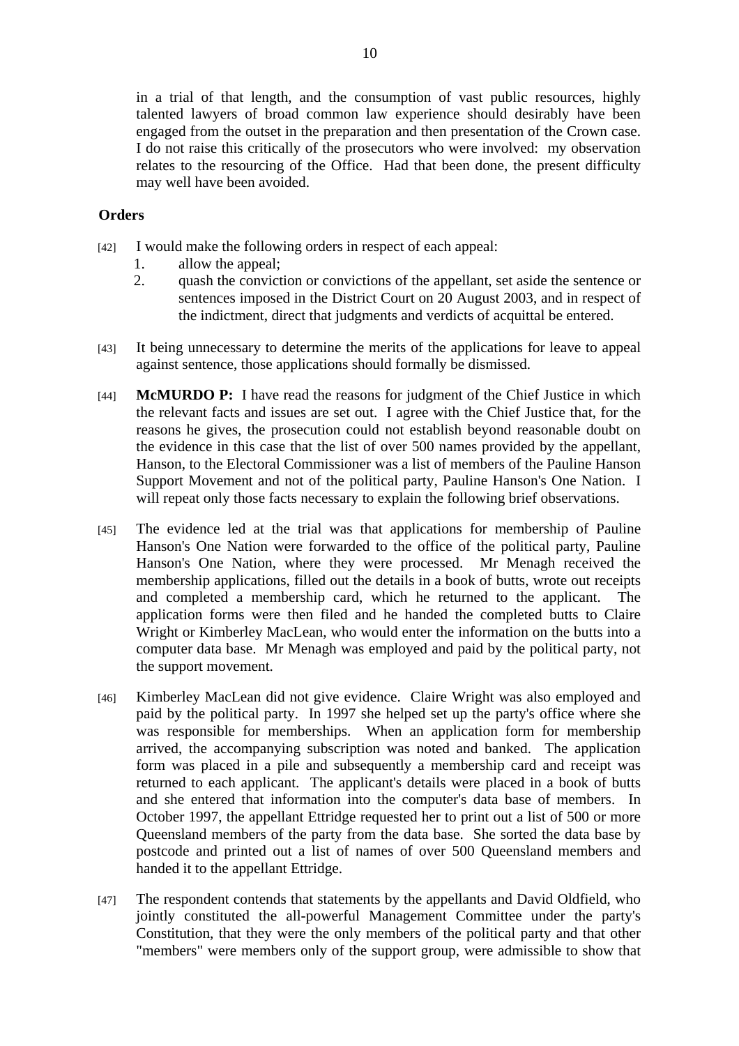in a trial of that length, and the consumption of vast public resources, highly talented lawyers of broad common law experience should desirably have been engaged from the outset in the preparation and then presentation of the Crown case. I do not raise this critically of the prosecutors who were involved: my observation relates to the resourcing of the Office. Had that been done, the present difficulty may well have been avoided.

**Orders**

[42] I would make the following orders in respect of each appeal:

1. allow the appeal;
2. quash the conviction or convictions of the appellant, set aside the sentence or sentences imposed in the District Court on 20 August 2003, and in respect of the indictment, direct that judgments and verdicts of acquittal be entered.

[43] It being unnecessary to determine the merits of the applications for leave to appeal against sentence, those applications should formally be dismissed.

[44] **McMURDO P:** I have read the reasons for judgment of the Chief Justice in which the relevant facts and issues are set out. I agree with the Chief Justice that, for the reasons he gives, the prosecution could not establish beyond reasonable doubt on the evidence in this case that the list of over 500 names provided by the appellant, Hanson, to the Electoral Commissioner was a list of members of the Pauline Hanson Support Movement and not of the political party, Pauline Hanson's One Nation. I will repeat only those facts necessary to explain the following brief observations.

[45] The evidence led at the trial was that applications for membership of Pauline Hanson's One Nation were forwarded to the office of the political party, Pauline Hanson's One Nation, where they were processed. Mr Menagh received the membership applications, filled out the details in a book of butts, wrote out receipts and completed a membership card, which he returned to the applicant. The application forms were then filed and he handed the completed butts to Claire Wright or Kimberley MacLean, who would enter the information on the butts into a computer data base. Mr Menagh was employed and paid by the political party, not the support movement.

[46] Kimberley MacLean did not give evidence. Claire Wright was also employed and paid by the political party. In 1997 she helped set up the party's office where she was responsible for memberships. When an application form for membership arrived, the accompanying subscription was noted and banked. The application form was placed in a pile and subsequently a membership card and receipt was returned to each applicant. The applicant's details were placed in a book of butts and she entered that information into the computer's data base of members. In October 1997, the appellant Ettridge requested her to print out a list of 500 or more Queensland members of the party from the data base. She sorted the data base by postcode and printed out a list of names of over 500 Queensland members and handed it to the appellant Ettridge.

[47] The respondent contends that statements by the appellants and David Oldfield, who jointly constituted the all-powerful Management Committee under the party's Constitution, that they were the only members of the political party and that other "members" were members only of the support group, were admissible to show that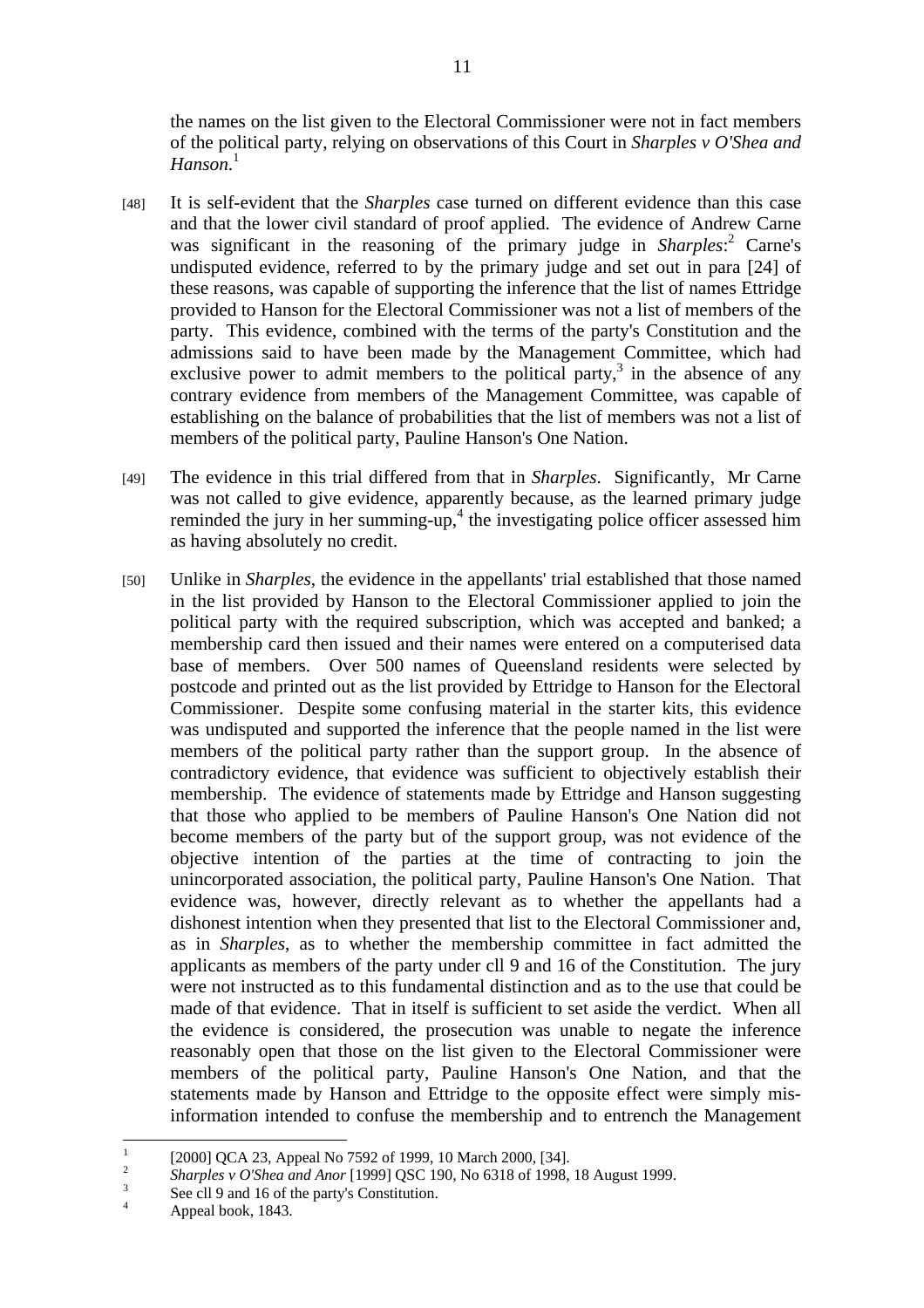the names on the list given to the Electoral Commissioner were not in fact members of the political party, relying on observations of this Court in *Sharples v O'Shea and Hanson*.[1]

[48] It is self-evident that the *Sharples* case turned on different evidence than this case and that the lower civil standard of proof applied. The evidence of Andrew Carne was significant in the reasoning of the primary judge in *Sharples*:[2] Carne's undisputed evidence, referred to by the primary judge and set out in para [24] of these reasons, was capable of supporting the inference that the list of names Ettridge provided to Hanson for the Electoral Commissioner was not a list of members of the party. This evidence, combined with the terms of the party's Constitution and the admissions said to have been made by the Management Committee, which had exclusive power to admit members to the political party,[3] in the absence of any contrary evidence from members of the Management Committee, was capable of establishing on the balance of probabilities that the list of members was not a list of members of the political party, Pauline Hanson's One Nation.

[49] The evidence in this trial differed from that in *Sharples*. Significantly, Mr Carne was not called to give evidence, apparently because, as the learned primary judge reminded the jury in her summing-up,[4] the investigating police officer assessed him as having absolutely no credit.

[50] Unlike in *Sharples*, the evidence in the appellants' trial established that those named in the list provided by Hanson to the Electoral Commissioner applied to join the political party with the required subscription, which was accepted and banked; a membership card then issued and their names were entered on a computerised data base of members. Over 500 names of Queensland residents were selected by postcode and printed out as the list provided by Ettridge to Hanson for the Electoral Commissioner. Despite some confusing material in the starter kits, this evidence was undisputed and supported the inference that the people named in the list were members of the political party rather than the support group. In the absence of contradictory evidence, that evidence was sufficient to objectively establish their membership. The evidence of statements made by Ettridge and Hanson suggesting that those who applied to be members of Pauline Hanson's One Nation did not become members of the party but of the support group, was not evidence of the objective intention of the parties at the time of contracting to join the unincorporated association, the political party, Pauline Hanson's One Nation. That evidence was, however, directly relevant as to whether the appellants had a dishonest intention when they presented that list to the Electoral Commissioner and, as in *Sharples*, as to whether the membership committee in fact admitted the applicants as members of the party under cll 9 and 16 of the Constitution. The jury were not instructed as to this fundamental distinction and as to the use that could be made of that evidence. That in itself is sufficient to set aside the verdict. When all the evidence is considered, the prosecution was unable to negate the inference reasonably open that those on the list given to the Electoral Commissioner were members of the political party, Pauline Hanson's One Nation, and that the statements made by Hanson and Ettridge to the opposite effect were simply mis-information intended to confuse the membership and to entrench the Management

---

[1] [2000] QCA 23, Appeal No 7592 of 1999, 10 March 2000, [34].

[2] *Sharples v O'Shea and Anor* [1999] QSC 190, No 6318 of 1998, 18 August 1999.

[3] See cll 9 and 16 of the party's Constitution.

[4] Appeal book, 1843.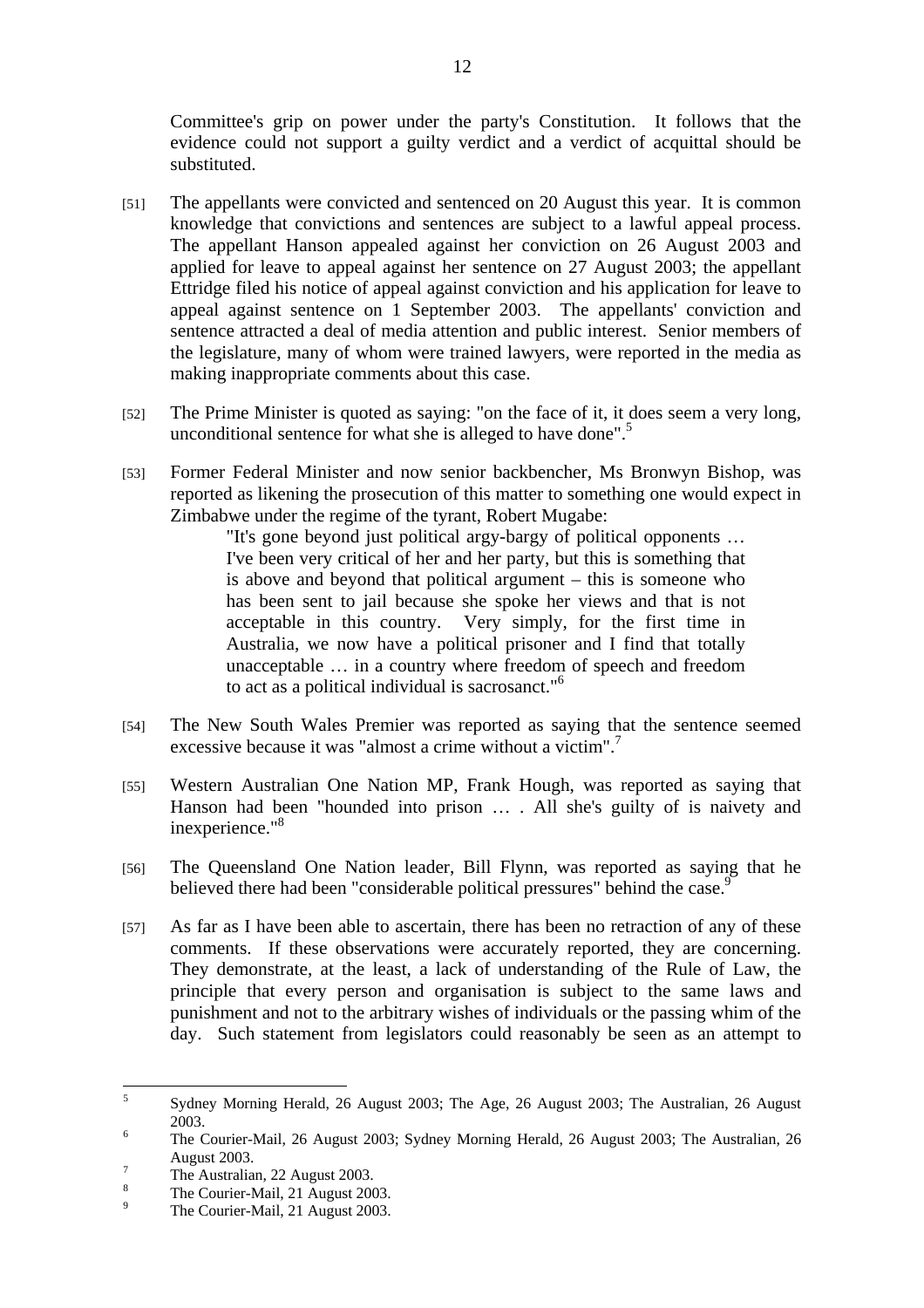Committee's grip on power under the party's Constitution. It follows that the evidence could not support a guilty verdict and a verdict of acquittal should be substituted.

[51] The appellants were convicted and sentenced on 20 August this year. It is common knowledge that convictions and sentences are subject to a lawful appeal process. The appellant Hanson appealed against her conviction on 26 August 2003 and applied for leave to appeal against her sentence on 27 August 2003; the appellant Ettridge filed his notice of appeal against conviction and his application for leave to appeal against sentence on 1 September 2003. The appellants' conviction and sentence attracted a deal of media attention and public interest. Senior members of the legislature, many of whom were trained lawyers, were reported in the media as making inappropriate comments about this case.

[52] The Prime Minister is quoted as saying: "on the face of it, it does seem a very long, unconditional sentence for what she is alleged to have done".[5]

[53] Former Federal Minister and now senior backbencher, Ms Bronwyn Bishop, was reported as likening the prosecution of this matter to something one would expect in Zimbabwe under the regime of the tyrant, Robert Mugabe:

> "It's gone beyond just political argy-bargy of political opponents … I've been very critical of her and her party, but this is something that is above and beyond that political argument – this is someone who has been sent to jail because she spoke her views and that is not acceptable in this country. Very simply, for the first time in Australia, we now have a political prisoner and I find that totally unacceptable … in a country where freedom of speech and freedom to act as a political individual is sacrosanct."[6]

[54] The New South Wales Premier was reported as saying that the sentence seemed excessive because it was "almost a crime without a victim".[7]

[55] Western Australian One Nation MP, Frank Hough, was reported as saying that Hanson had been "hounded into prison … . All she's guilty of is naivety and inexperience."[8]

[56] The Queensland One Nation leader, Bill Flynn, was reported as saying that he believed there had been "considerable political pressures" behind the case.[9]

[57] As far as I have been able to ascertain, there has been no retraction of any of these comments. If these observations were accurately reported, they are concerning. They demonstrate, at the least, a lack of understanding of the Rule of Law, the principle that every person and organisation is subject to the same laws and punishment and not to the arbitrary wishes of individuals or the passing whim of the day. Such statement from legislators could reasonably be seen as an attempt to

---

[5] Sydney Morning Herald, 26 August 2003; The Age, 26 August 2003; The Australian, 26 August 2003.

[6] The Courier-Mail, 26 August 2003; Sydney Morning Herald, 26 August 2003; The Australian, 26 August 2003.

[7] The Australian, 22 August 2003.

[8] The Courier-Mail, 21 August 2003.

[9] The Courier-Mail, 21 August 2003.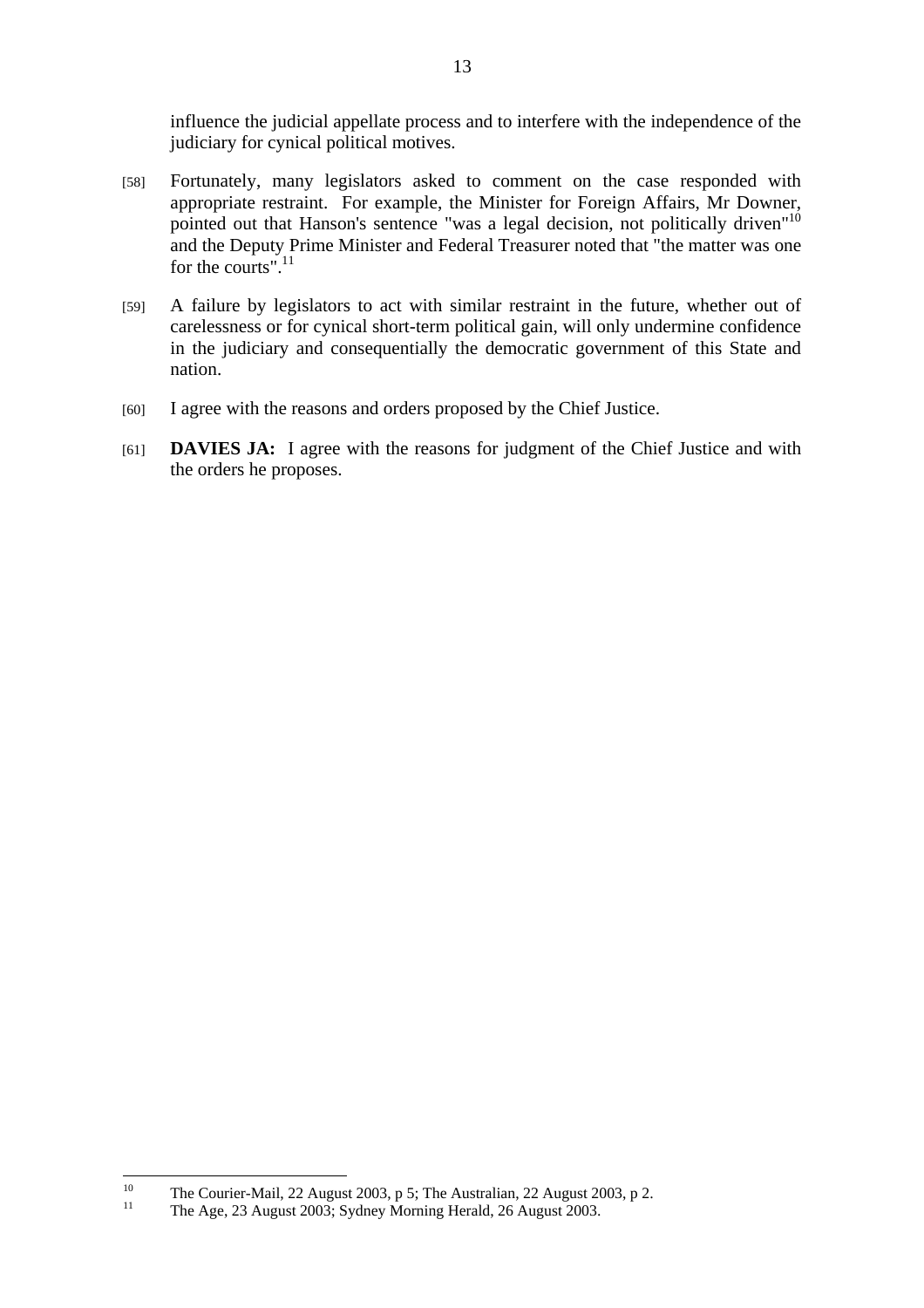influence the judicial appellate process and to interfere with the independence of the judiciary for cynical political motives.

[58] Fortunately, many legislators asked to comment on the case responded with appropriate restraint. For example, the Minister for Foreign Affairs, Mr Downer, pointed out that Hanson's sentence "was a legal decision, not politically driven"[10] and the Deputy Prime Minister and Federal Treasurer noted that "the matter was one for the courts".[11]

[59] A failure by legislators to act with similar restraint in the future, whether out of carelessness or for cynical short-term political gain, will only undermine confidence in the judiciary and consequentially the democratic government of this State and nation.

[60] I agree with the reasons and orders proposed by the Chief Justice.

[61] **DAVIES JA:** I agree with the reasons for judgment of the Chief Justice and with the orders he proposes.

---

[10] The Courier-Mail, 22 August 2003, p 5; The Australian, 22 August 2003, p 2.

[11] The Age, 23 August 2003; Sydney Morning Herald, 26 August 2003.